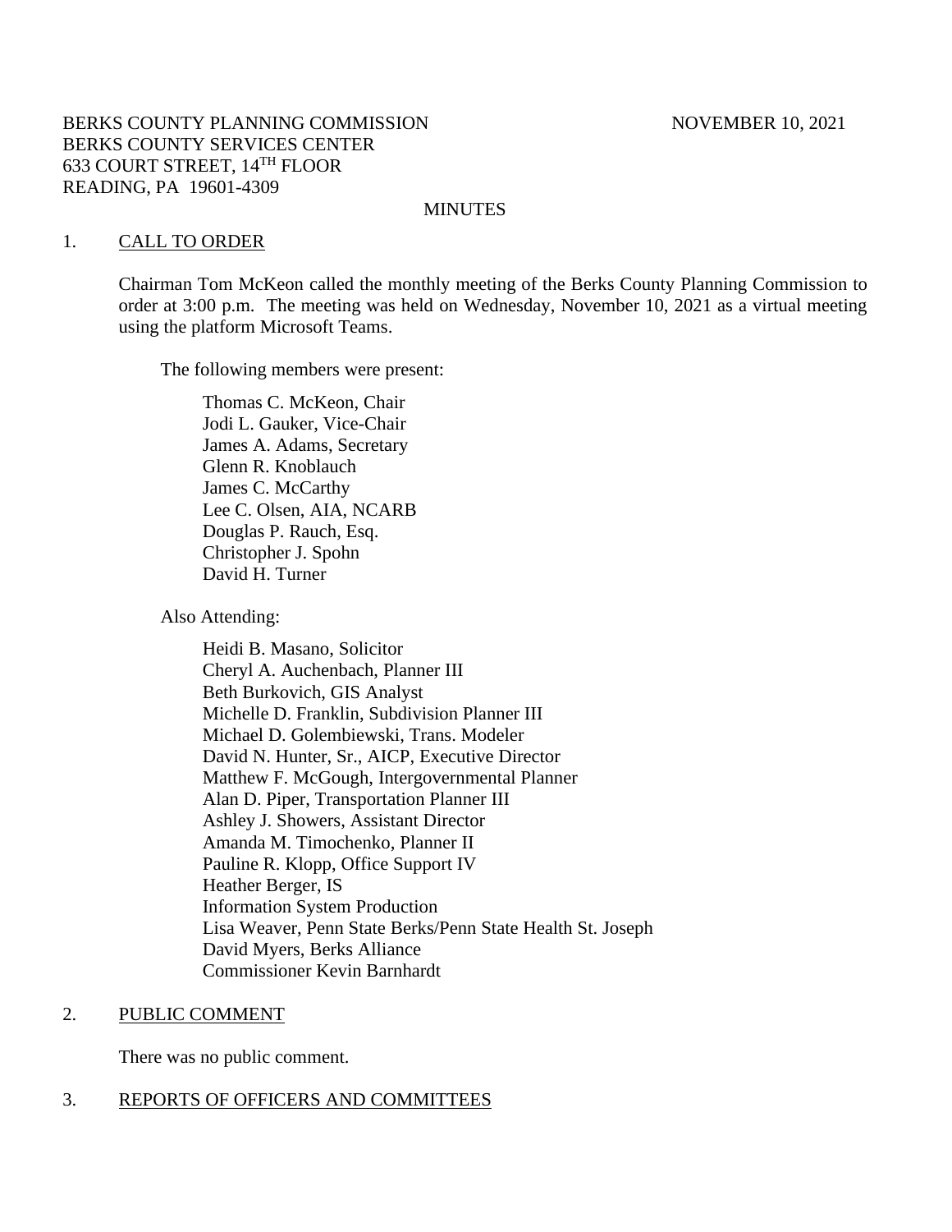BERKS COUNTY PLANNING COMMISSION NOVEMBER 10, 2021
BERKS COUNTY SERVICES CENTER
633 COURT STREET, 14TH FLOOR
READING, PA 19601-4309

MINUTES

## 1. CALL TO ORDER

Chairman Tom McKeon called the monthly meeting of the Berks County Planning Commission to order at 3:00 p.m. The meeting was held on Wednesday, November 10, 2021 as a virtual meeting using the platform Microsoft Teams.

The following members were present:

Thomas C. McKeon, Chair
Jodi L. Gauker, Vice-Chair
James A. Adams, Secretary
Glenn R. Knoblauch
James C. McCarthy
Lee C. Olsen, AIA, NCARB
Douglas P. Rauch, Esq.
Christopher J. Spohn
David H. Turner

Also Attending:

Heidi B. Masano, Solicitor
Cheryl A. Auchenbach, Planner III
Beth Burkovich, GIS Analyst
Michelle D. Franklin, Subdivision Planner III
Michael D. Golembiewski, Trans. Modeler
David N. Hunter, Sr., AICP, Executive Director
Matthew F. McGough, Intergovernmental Planner
Alan D. Piper, Transportation Planner III
Ashley J. Showers, Assistant Director
Amanda M. Timochenko, Planner II
Pauline R. Klopp, Office Support IV
Heather Berger, IS
Information System Production
Lisa Weaver, Penn State Berks/Penn State Health St. Joseph
David Myers, Berks Alliance
Commissioner Kevin Barnhardt

## 2. PUBLIC COMMENT

There was no public comment.

## 3. REPORTS OF OFFICERS AND COMMITTEES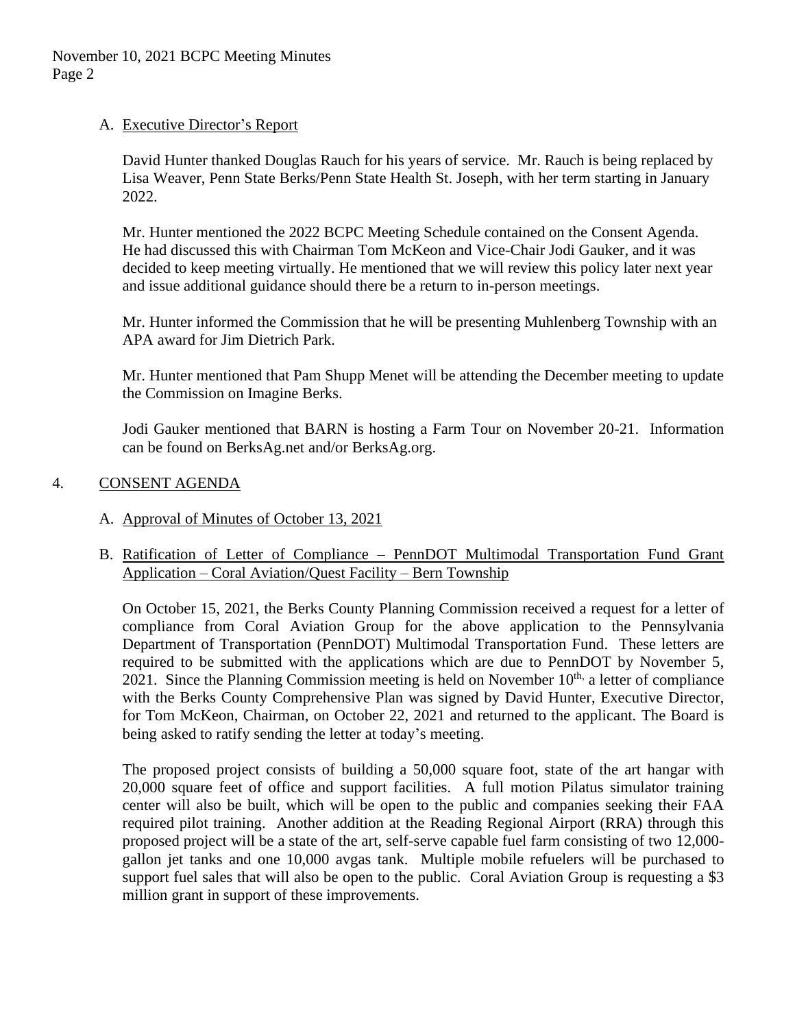A. Executive Director's Report

David Hunter thanked Douglas Rauch for his years of service. Mr. Rauch is being replaced by Lisa Weaver, Penn State Berks/Penn State Health St. Joseph, with her term starting in January 2022.

Mr. Hunter mentioned the 2022 BCPC Meeting Schedule contained on the Consent Agenda. He had discussed this with Chairman Tom McKeon and Vice-Chair Jodi Gauker, and it was decided to keep meeting virtually. He mentioned that we will review this policy later next year and issue additional guidance should there be a return to in-person meetings.

Mr. Hunter informed the Commission that he will be presenting Muhlenberg Township with an APA award for Jim Dietrich Park.

Mr. Hunter mentioned that Pam Shupp Menet will be attending the December meeting to update the Commission on Imagine Berks.

Jodi Gauker mentioned that BARN is hosting a Farm Tour on November 20-21. Information can be found on BerksAg.net and/or BerksAg.org.

## 4. CONSENT AGENDA

A. Approval of Minutes of October 13, 2021

B. Ratification of Letter of Compliance – PennDOT Multimodal Transportation Fund Grant Application – Coral Aviation/Quest Facility – Bern Township

On October 15, 2021, the Berks County Planning Commission received a request for a letter of compliance from Coral Aviation Group for the above application to the Pennsylvania Department of Transportation (PennDOT) Multimodal Transportation Fund. These letters are required to be submitted with the applications which are due to PennDOT by November 5, 2021. Since the Planning Commission meeting is held on November 10th, a letter of compliance with the Berks County Comprehensive Plan was signed by David Hunter, Executive Director, for Tom McKeon, Chairman, on October 22, 2021 and returned to the applicant. The Board is being asked to ratify sending the letter at today's meeting.

The proposed project consists of building a 50,000 square foot, state of the art hangar with 20,000 square feet of office and support facilities. A full motion Pilatus simulator training center will also be built, which will be open to the public and companies seeking their FAA required pilot training. Another addition at the Reading Regional Airport (RRA) through this proposed project will be a state of the art, self-serve capable fuel farm consisting of two 12,000-gallon jet tanks and one 10,000 avgas tank. Multiple mobile refuelers will be purchased to support fuel sales that will also be open to the public. Coral Aviation Group is requesting a $3 million grant in support of these improvements.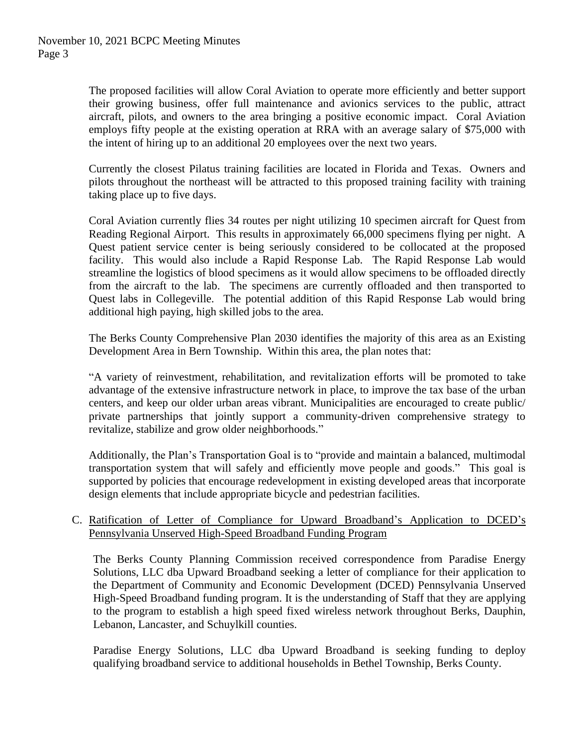The proposed facilities will allow Coral Aviation to operate more efficiently and better support their growing business, offer full maintenance and avionics services to the public, attract aircraft, pilots, and owners to the area bringing a positive economic impact. Coral Aviation employs fifty people at the existing operation at RRA with an average salary of $75,000 with the intent of hiring up to an additional 20 employees over the next two years.

Currently the closest Pilatus training facilities are located in Florida and Texas. Owners and pilots throughout the northeast will be attracted to this proposed training facility with training taking place up to five days.

Coral Aviation currently flies 34 routes per night utilizing 10 specimen aircraft for Quest from Reading Regional Airport. This results in approximately 66,000 specimens flying per night. A Quest patient service center is being seriously considered to be collocated at the proposed facility. This would also include a Rapid Response Lab. The Rapid Response Lab would streamline the logistics of blood specimens as it would allow specimens to be offloaded directly from the aircraft to the lab. The specimens are currently offloaded and then transported to Quest labs in Collegeville. The potential addition of this Rapid Response Lab would bring additional high paying, high skilled jobs to the area.

The Berks County Comprehensive Plan 2030 identifies the majority of this area as an Existing Development Area in Bern Township. Within this area, the plan notes that:

"A variety of reinvestment, rehabilitation, and revitalization efforts will be promoted to take advantage of the extensive infrastructure network in place, to improve the tax base of the urban centers, and keep our older urban areas vibrant. Municipalities are encouraged to create public/ private partnerships that jointly support a community-driven comprehensive strategy to revitalize, stabilize and grow older neighborhoods."

Additionally, the Plan's Transportation Goal is to "provide and maintain a balanced, multimodal transportation system that will safely and efficiently move people and goods." This goal is supported by policies that encourage redevelopment in existing developed areas that incorporate design elements that include appropriate bicycle and pedestrian facilities.

C. Ratification of Letter of Compliance for Upward Broadband's Application to DCED's Pennsylvania Unserved High-Speed Broadband Funding Program

The Berks County Planning Commission received correspondence from Paradise Energy Solutions, LLC dba Upward Broadband seeking a letter of compliance for their application to the Department of Community and Economic Development (DCED) Pennsylvania Unserved High-Speed Broadband funding program. It is the understanding of Staff that they are applying to the program to establish a high speed fixed wireless network throughout Berks, Dauphin, Lebanon, Lancaster, and Schuylkill counties.

Paradise Energy Solutions, LLC dba Upward Broadband is seeking funding to deploy qualifying broadband service to additional households in Bethel Township, Berks County.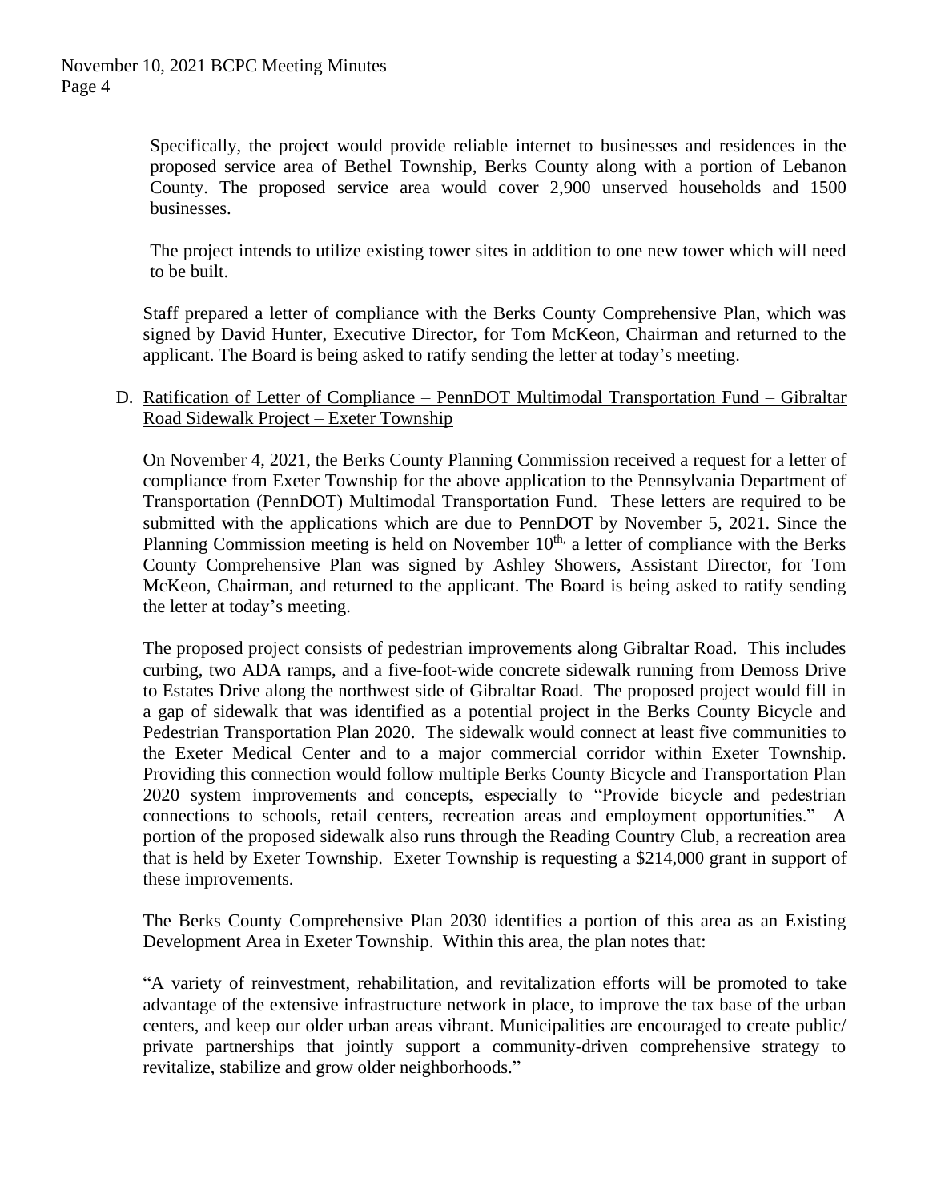Specifically, the project would provide reliable internet to businesses and residences in the proposed service area of Bethel Township, Berks County along with a portion of Lebanon County. The proposed service area would cover 2,900 unserved households and 1500 businesses.

The project intends to utilize existing tower sites in addition to one new tower which will need to be built.

Staff prepared a letter of compliance with the Berks County Comprehensive Plan, which was signed by David Hunter, Executive Director, for Tom McKeon, Chairman and returned to the applicant. The Board is being asked to ratify sending the letter at today's meeting.

D. Ratification of Letter of Compliance – PennDOT Multimodal Transportation Fund – Gibraltar Road Sidewalk Project – Exeter Township

On November 4, 2021, the Berks County Planning Commission received a request for a letter of compliance from Exeter Township for the above application to the Pennsylvania Department of Transportation (PennDOT) Multimodal Transportation Fund. These letters are required to be submitted with the applications which are due to PennDOT by November 5, 2021. Since the Planning Commission meeting is held on November 10th, a letter of compliance with the Berks County Comprehensive Plan was signed by Ashley Showers, Assistant Director, for Tom McKeon, Chairman, and returned to the applicant. The Board is being asked to ratify sending the letter at today's meeting.

The proposed project consists of pedestrian improvements along Gibraltar Road. This includes curbing, two ADA ramps, and a five-foot-wide concrete sidewalk running from Demoss Drive to Estates Drive along the northwest side of Gibraltar Road. The proposed project would fill in a gap of sidewalk that was identified as a potential project in the Berks County Bicycle and Pedestrian Transportation Plan 2020. The sidewalk would connect at least five communities to the Exeter Medical Center and to a major commercial corridor within Exeter Township. Providing this connection would follow multiple Berks County Bicycle and Transportation Plan 2020 system improvements and concepts, especially to "Provide bicycle and pedestrian connections to schools, retail centers, recreation areas and employment opportunities." A portion of the proposed sidewalk also runs through the Reading Country Club, a recreation area that is held by Exeter Township. Exeter Township is requesting a $214,000 grant in support of these improvements.

The Berks County Comprehensive Plan 2030 identifies a portion of this area as an Existing Development Area in Exeter Township. Within this area, the plan notes that:

"A variety of reinvestment, rehabilitation, and revitalization efforts will be promoted to take advantage of the extensive infrastructure network in place, to improve the tax base of the urban centers, and keep our older urban areas vibrant. Municipalities are encouraged to create public/ private partnerships that jointly support a community-driven comprehensive strategy to revitalize, stabilize and grow older neighborhoods."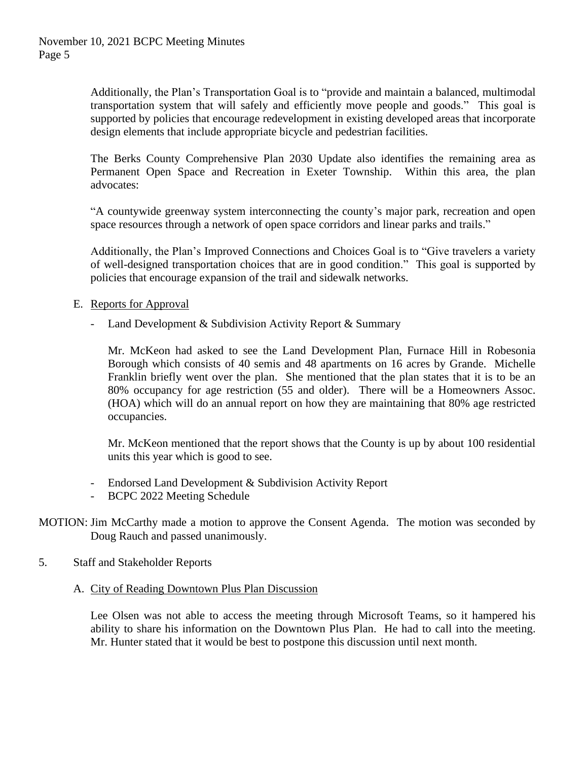Additionally, the Plan's Transportation Goal is to "provide and maintain a balanced, multimodal transportation system that will safely and efficiently move people and goods." This goal is supported by policies that encourage redevelopment in existing developed areas that incorporate design elements that include appropriate bicycle and pedestrian facilities.

The Berks County Comprehensive Plan 2030 Update also identifies the remaining area as Permanent Open Space and Recreation in Exeter Township. Within this area, the plan advocates:

"A countywide greenway system interconnecting the county's major park, recreation and open space resources through a network of open space corridors and linear parks and trails."

Additionally, the Plan's Improved Connections and Choices Goal is to "Give travelers a variety of well-designed transportation choices that are in good condition." This goal is supported by policies that encourage expansion of the trail and sidewalk networks.

E. Reports for Approval

- Land Development & Subdivision Activity Report & Summary

  Mr. McKeon had asked to see the Land Development Plan, Furnace Hill in Robesonia Borough which consists of 40 semis and 48 apartments on 16 acres by Grande. Michelle Franklin briefly went over the plan. She mentioned that the plan states that it is to be an 80% occupancy for age restriction (55 and older). There will be a Homeowners Assoc. (HOA) which will do an annual report on how they are maintaining that 80% age restricted occupancies.

  Mr. McKeon mentioned that the report shows that the County is up by about 100 residential units this year which is good to see.

- Endorsed Land Development & Subdivision Activity Report
- BCPC 2022 Meeting Schedule

MOTION: Jim McCarthy made a motion to approve the Consent Agenda. The motion was seconded by Doug Rauch and passed unanimously.

5. Staff and Stakeholder Reports

A. City of Reading Downtown Plus Plan Discussion

Lee Olsen was not able to access the meeting through Microsoft Teams, so it hampered his ability to share his information on the Downtown Plus Plan. He had to call into the meeting. Mr. Hunter stated that it would be best to postpone this discussion until next month.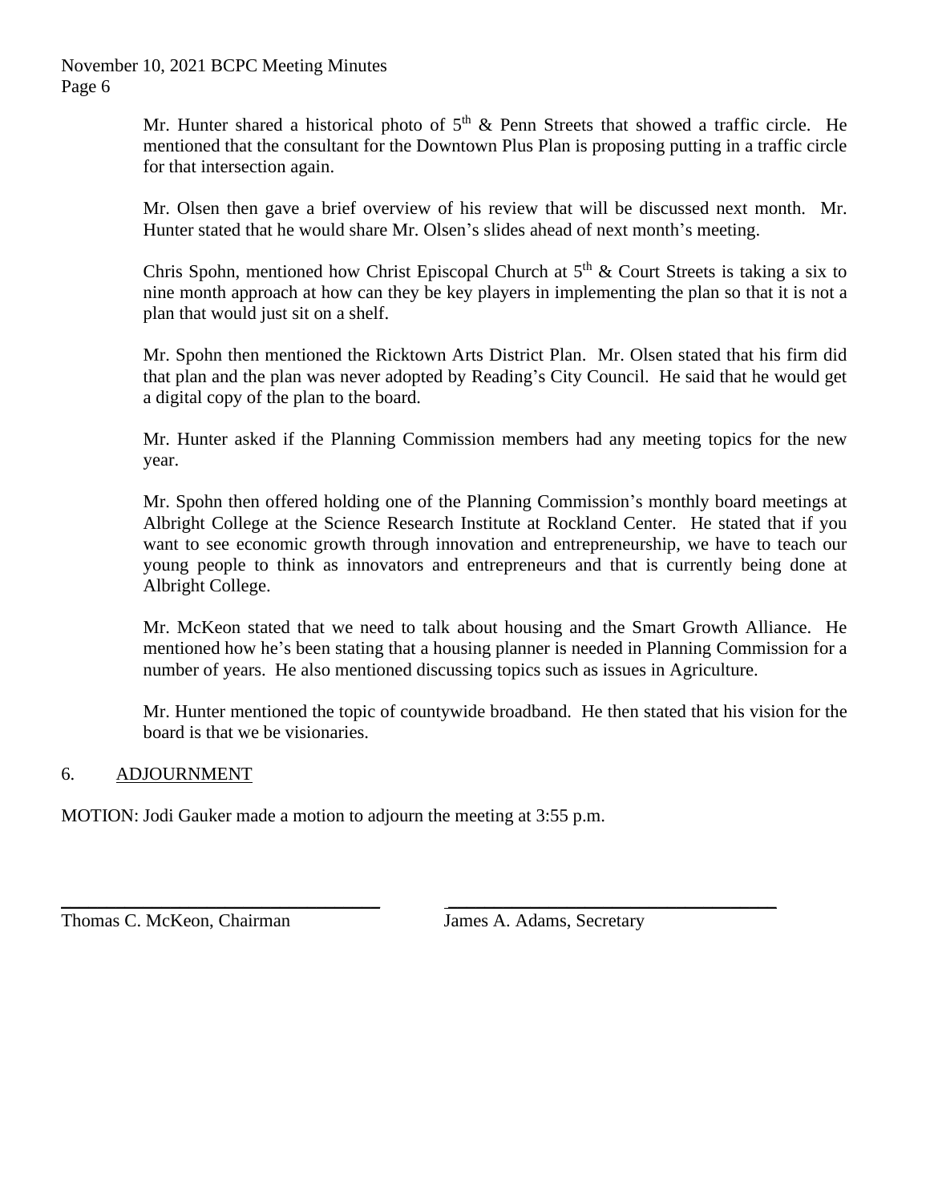Mr. Hunter shared a historical photo of 5th & Penn Streets that showed a traffic circle. He mentioned that the consultant for the Downtown Plus Plan is proposing putting in a traffic circle for that intersection again.

Mr. Olsen then gave a brief overview of his review that will be discussed next month. Mr. Hunter stated that he would share Mr. Olsen's slides ahead of next month's meeting.

Chris Spohn, mentioned how Christ Episcopal Church at 5th & Court Streets is taking a six to nine month approach at how can they be key players in implementing the plan so that it is not a plan that would just sit on a shelf.

Mr. Spohn then mentioned the Ricktown Arts District Plan. Mr. Olsen stated that his firm did that plan and the plan was never adopted by Reading's City Council. He said that he would get a digital copy of the plan to the board.

Mr. Hunter asked if the Planning Commission members had any meeting topics for the new year.

Mr. Spohn then offered holding one of the Planning Commission's monthly board meetings at Albright College at the Science Research Institute at Rockland Center. He stated that if you want to see economic growth through innovation and entrepreneurship, we have to teach our young people to think as innovators and entrepreneurs and that is currently being done at Albright College.

Mr. McKeon stated that we need to talk about housing and the Smart Growth Alliance. He mentioned how he's been stating that a housing planner is needed in Planning Commission for a number of years. He also mentioned discussing topics such as issues in Agriculture.

Mr. Hunter mentioned the topic of countywide broadband. He then stated that his vision for the board is that we be visionaries.

## 6. ADJOURNMENT

MOTION: Jodi Gauker made a motion to adjourn the meeting at 3:55 p.m.

\_\_\_\_\_\_\_\_\_\_\_\_\_\_\_\_\_\_\_\_\_\_\_\_\_\_\_\_\_\_\_\_\_\_
Thomas C. McKeon, Chairman

\_\_\_\_\_\_\_\_\_\_\_\_\_\_\_\_\_\_\_\_\_\_\_\_\_\_\_\_\_\_\_\_\_\_
James A. Adams, Secretary